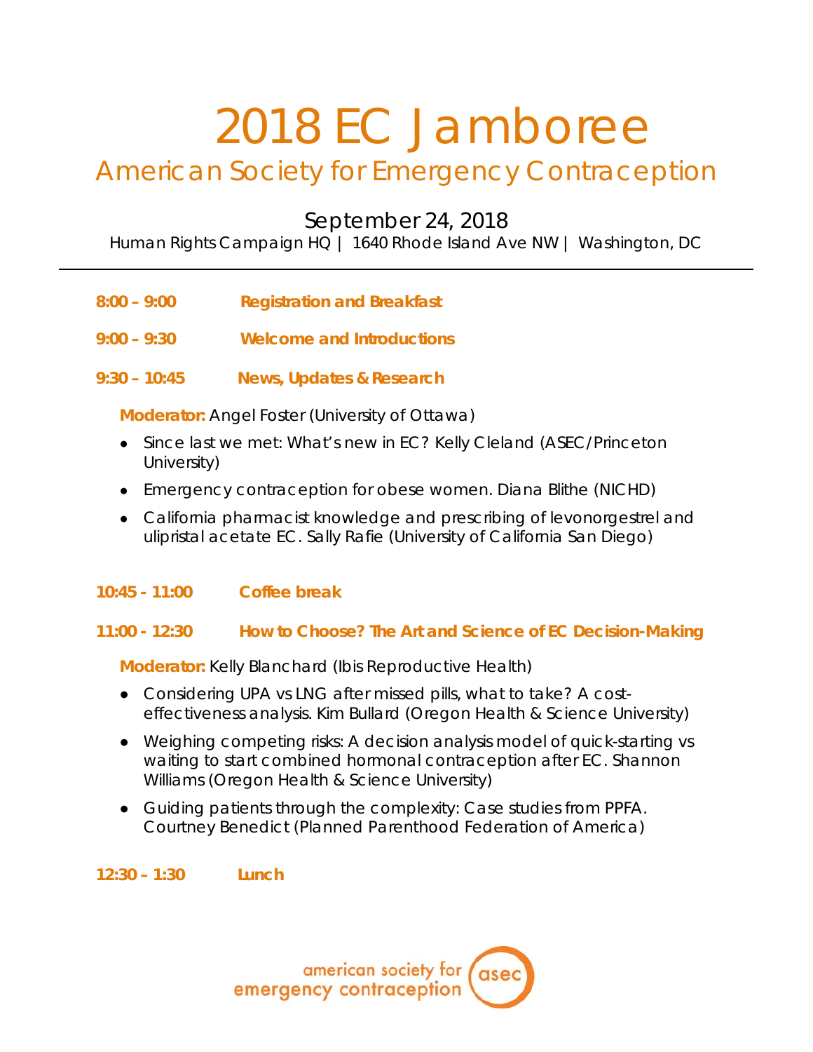# 2018 EC Jamboree

## American Society for Emergency Contraception

### September 24, 2018

Human Rights Campaign HQ | 1640 Rhode Island Ave NW | Washington, DC

---

**8:00 – 9:00** **Registration and Breakfast**

**9:00 – 9:30** **Welcome and Introductions**

**9:30 – 10:45** **News, Updates & Research**

**Moderator:** Angel Foster (University of Ottawa)

- Since last we met: What's new in EC? Kelly Cleland (ASEC/Princeton University)
- Emergency contraception for obese women. Diana Blithe (NICHD)
- California pharmacist knowledge and prescribing of levonorgestrel and ulipristal acetate EC. Sally Rafie (University of California San Diego)

**10:45 - 11:00** **Coffee break**

**11:00 - 12:30** **How to Choose? The Art and Science of EC Decision-Making**

**Moderator:** Kelly Blanchard (Ibis Reproductive Health)

- Considering UPA vs LNG after missed pills, what to take? A cost-effectiveness analysis. Kim Bullard (Oregon Health & Science University)
- Weighing competing risks: A decision analysis model of quick-starting vs waiting to start combined hormonal contraception after EC. Shannon Williams (Oregon Health & Science University)
- Guiding patients through the complexity: Case studies from PPFA. Courtney Benedict (Planned Parenthood Federation of America)

**12:30 – 1:30** **Lunch**

american society for emergency contraception asec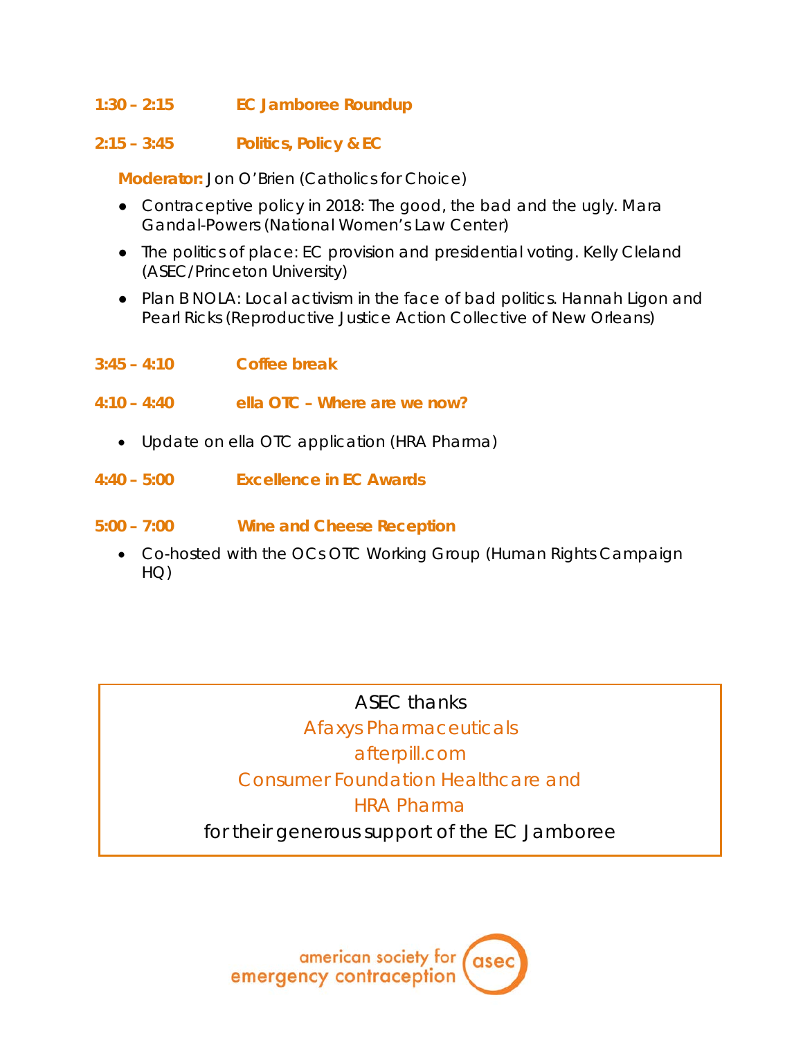**1:30 – 2:15** **EC Jamboree Roundup**

**2:15 – 3:45** **Politics, Policy & EC**

**Moderator:** Jon O'Brien (Catholics for Choice)

- Contraceptive policy in 2018: The good, the bad and the ugly. Mara Gandal-Powers (National Women's Law Center)
- The politics of place: EC provision and presidential voting. Kelly Cleland (ASEC/Princeton University)
- Plan B NOLA: Local activism in the face of bad politics. Hannah Ligon and Pearl Ricks (Reproductive Justice Action Collective of New Orleans)

**3:45 – 4:10** **Coffee break**

**4:10 – 4:40** **ella OTC – Where are we now?**

- Update on ella OTC application (HRA Pharma)

**4:40 – 5:00** **Excellence in EC Awards**

**5:00 – 7:00** **Wine and Cheese Reception**

- Co-hosted with the OCs OTC Working Group (Human Rights Campaign HQ)

ASEC thanks
Afaxys Pharmaceuticals
afterpill.com
Consumer Foundation Healthcare and
HRA Pharma
for their generous support of the EC Jamboree

american society for emergency contraception asec